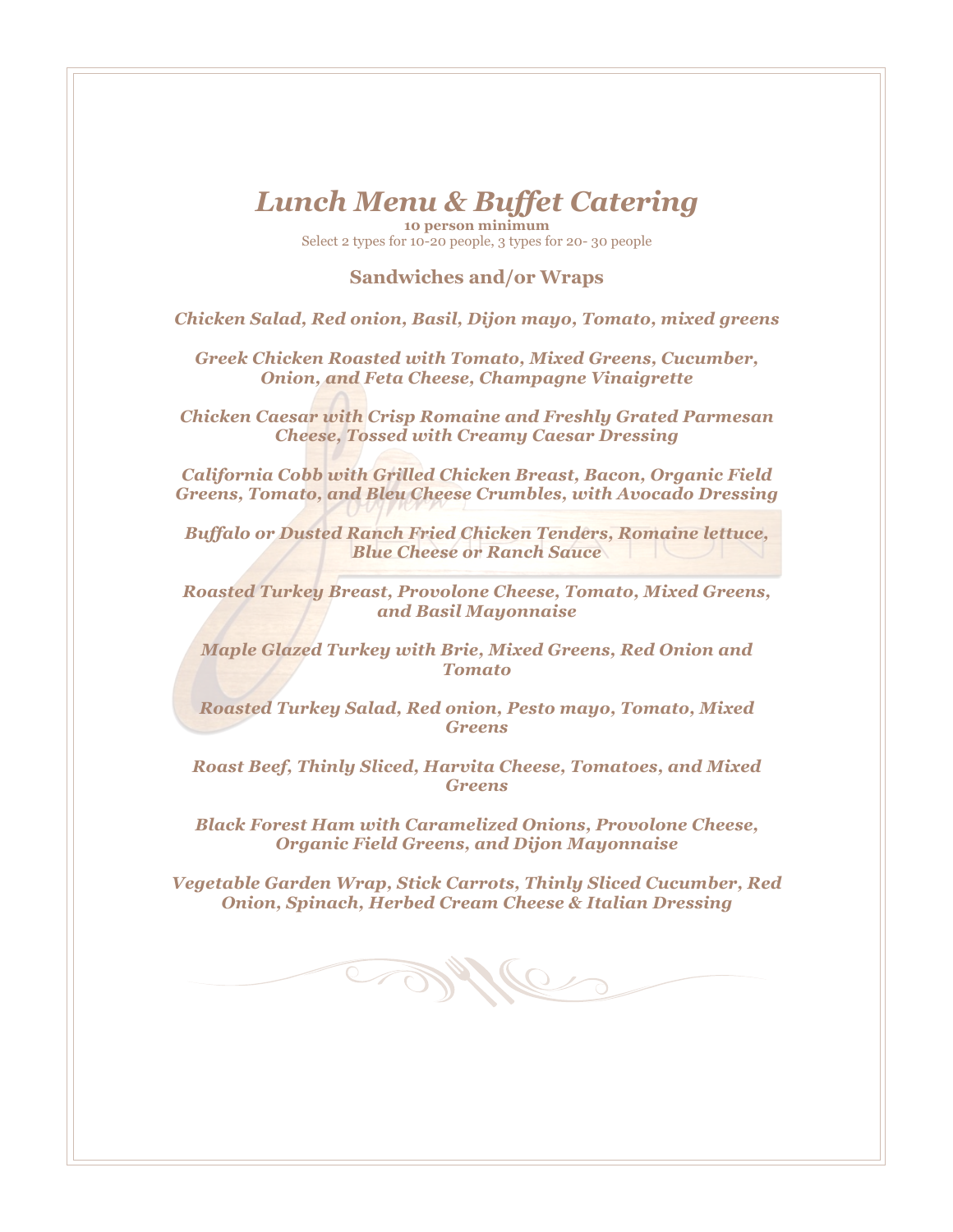# *Lunch Menu & Buffet Catering*

**10 person minimum**

Select 2 types for 10-20 people, 3 types for 20- 30 people

## Sandwiches and/or Wraps

***Chicken Salad, Red onion, Basil, Dijon mayo, Tomato, mixed greens***

***Greek Chicken Roasted with Tomato, Mixed Greens, Cucumber, Onion, and Feta Cheese, Champagne Vinaigrette***

***Chicken Caesar with Crisp Romaine and Freshly Grated Parmesan Cheese, Tossed with Creamy Caesar Dressing***

***California Cobb with Grilled Chicken Breast, Bacon, Organic Field Greens, Tomato, and Bleu Cheese Crumbles, with Avocado Dressing***

***Buffalo or Dusted Ranch Fried Chicken Tenders, Romaine lettuce, Blue Cheese or Ranch Sauce***

***Roasted Turkey Breast, Provolone Cheese, Tomato, Mixed Greens, and Basil Mayonnaise***

***Maple Glazed Turkey with Brie, Mixed Greens, Red Onion and Tomato***

***Roasted Turkey Salad, Red onion, Pesto mayo, Tomato, Mixed Greens***

***Roast Beef, Thinly Sliced, Harvita Cheese, Tomatoes, and Mixed Greens***

***Black Forest Ham with Caramelized Onions, Provolone Cheese, Organic Field Greens, and Dijon Mayonnaise***

***Vegetable Garden Wrap, Stick Carrots, Thinly Sliced Cucumber, Red Onion, Spinach, Herbed Cream Cheese & Italian Dressing***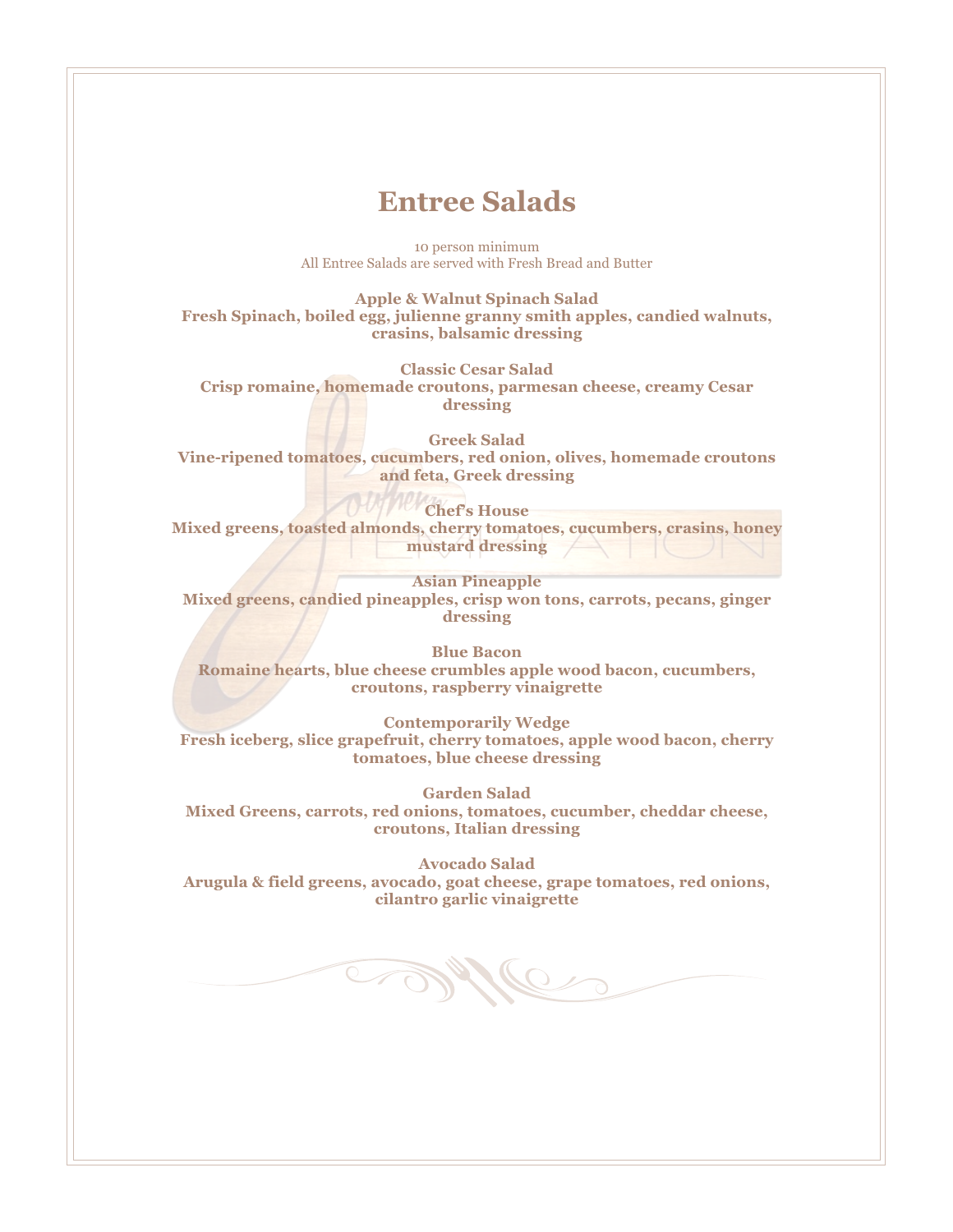# Entree Salads

10 person minimum
All Entree Salads are served with Fresh Bread and Butter

**Apple & Walnut Spinach Salad**
**Fresh Spinach, boiled egg, julienne granny smith apples, candied walnuts, crasins, balsamic dressing**

**Classic Cesar Salad**
**Crisp romaine, homemade croutons, parmesan cheese, creamy Cesar dressing**

**Greek Salad**
**Vine-ripened tomatoes, cucumbers, red onion, olives, homemade croutons and feta, Greek dressing**

**Chef's House**
**Mixed greens, toasted almonds, cherry tomatoes, cucumbers, crasins, honey mustard dressing**

**Asian Pineapple**
**Mixed greens, candied pineapples, crisp won tons, carrots, pecans, ginger dressing**

**Blue Bacon**
**Romaine hearts, blue cheese crumbles apple wood bacon, cucumbers, croutons, raspberry vinaigrette**

**Contemporarily Wedge**
**Fresh iceberg, slice grapefruit, cherry tomatoes, apple wood bacon, cherry tomatoes, blue cheese dressing**

**Garden Salad**
**Mixed Greens, carrots, red onions, tomatoes, cucumber, cheddar cheese, croutons, Italian dressing**

**Avocado Salad**
**Arugula & field greens, avocado, goat cheese, grape tomatoes, red onions, cilantro garlic vinaigrette**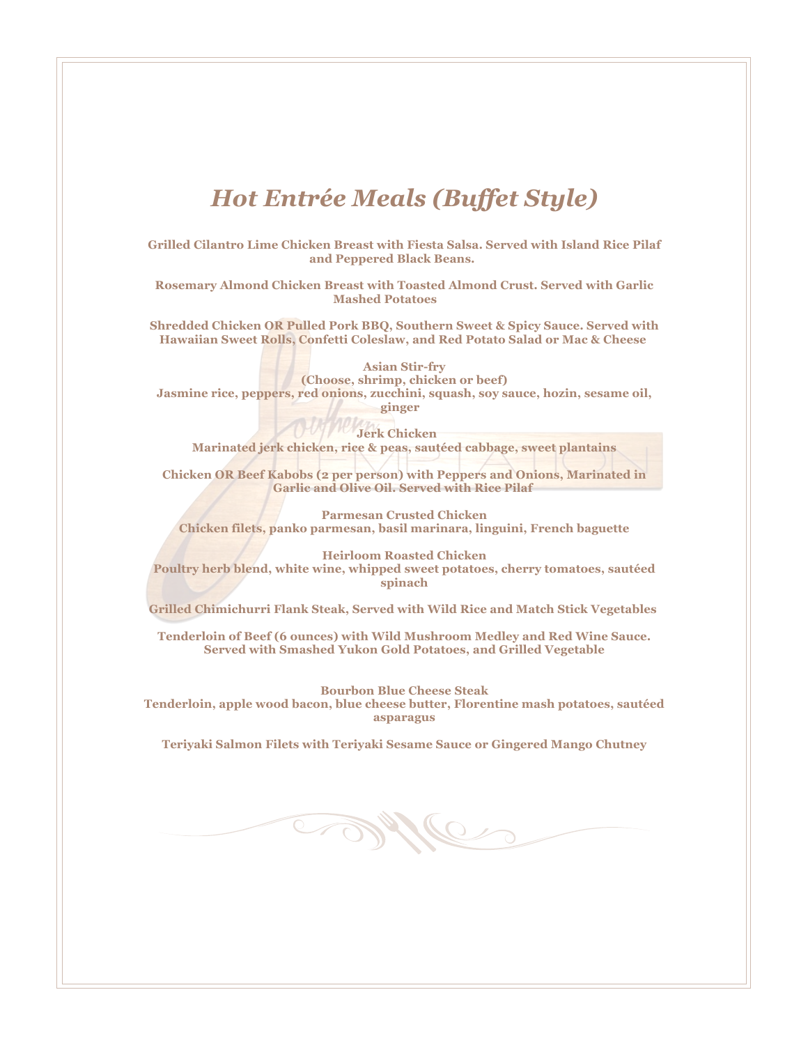# *Hot Entrée Meals (Buffet Style)*

**Grilled Cilantro Lime Chicken Breast with Fiesta Salsa. Served with Island Rice Pilaf and Peppered Black Beans.**

**Rosemary Almond Chicken Breast with Toasted Almond Crust. Served with Garlic Mashed Potatoes**

**Shredded Chicken OR Pulled Pork BBQ, Southern Sweet & Spicy Sauce. Served with Hawaiian Sweet Rolls, Confetti Coleslaw, and Red Potato Salad or Mac & Cheese**

**Asian Stir-fry**
**(Choose, shrimp, chicken or beef)**
**Jasmine rice, peppers, red onions, zucchini, squash, soy sauce, hozin, sesame oil, ginger**

**Jerk Chicken**
**Marinated jerk chicken, rice & peas, sautéed cabbage, sweet plantains**

**Chicken OR Beef Kabobs (2 per person) with Peppers and Onions, Marinated in Garlic and Olive Oil. Served with Rice Pilaf**

**Parmesan Crusted Chicken**
**Chicken filets, panko parmesan, basil marinara, linguini, French baguette**

**Heirloom Roasted Chicken**
**Poultry herb blend, white wine, whipped sweet potatoes, cherry tomatoes, sautéed spinach**

**Grilled Chimichurri Flank Steak, Served with Wild Rice and Match Stick Vegetables**

**Tenderloin of Beef (6 ounces) with Wild Mushroom Medley and Red Wine Sauce. Served with Smashed Yukon Gold Potatoes, and Grilled Vegetable**

**Bourbon Blue Cheese Steak**
**Tenderloin, apple wood bacon, blue cheese butter, Florentine mash potatoes, sautéed asparagus**

**Teriyaki Salmon Filets with Teriyaki Sesame Sauce or Gingered Mango Chutney**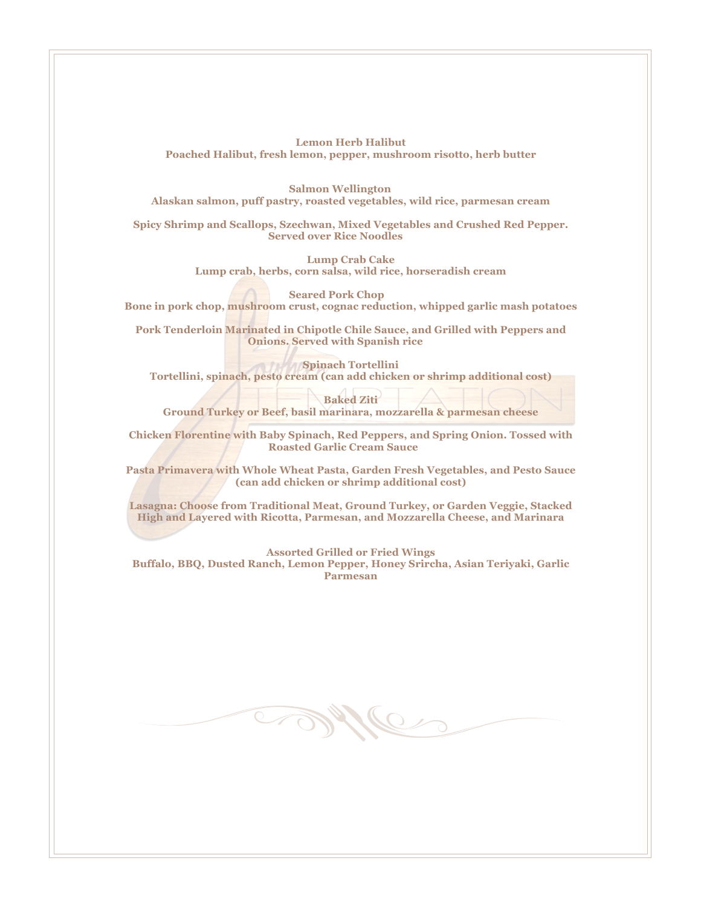**Lemon Herb Halibut**
**Poached Halibut, fresh lemon, pepper, mushroom risotto, herb butter**

**Salmon Wellington**
**Alaskan salmon, puff pastry, roasted vegetables, wild rice, parmesan cream**

**Spicy Shrimp and Scallops, Szechwan, Mixed Vegetables and Crushed Red Pepper. Served over Rice Noodles**

**Lump Crab Cake**
**Lump crab, herbs, corn salsa, wild rice, horseradish cream**

**Seared Pork Chop**
**Bone in pork chop, mushroom crust, cognac reduction, whipped garlic mash potatoes**

**Pork Tenderloin Marinated in Chipotle Chile Sauce, and Grilled with Peppers and Onions. Served with Spanish rice**

**Spinach Tortellini**
**Tortellini, spinach, pesto cream (can add chicken or shrimp additional cost)**

**Baked Ziti**
**Ground Turkey or Beef, basil marinara, mozzarella & parmesan cheese**

**Chicken Florentine with Baby Spinach, Red Peppers, and Spring Onion. Tossed with Roasted Garlic Cream Sauce**

**Pasta Primavera with Whole Wheat Pasta, Garden Fresh Vegetables, and Pesto Sauce (can add chicken or shrimp additional cost)**

**Lasagna: Choose from Traditional Meat, Ground Turkey, or Garden Veggie, Stacked High and Layered with Ricotta, Parmesan, and Mozzarella Cheese, and Marinara**

**Assorted Grilled or Fried Wings**
**Buffalo, BBQ, Dusted Ranch, Lemon Pepper, Honey Srircha, Asian Teriyaki, Garlic Parmesan**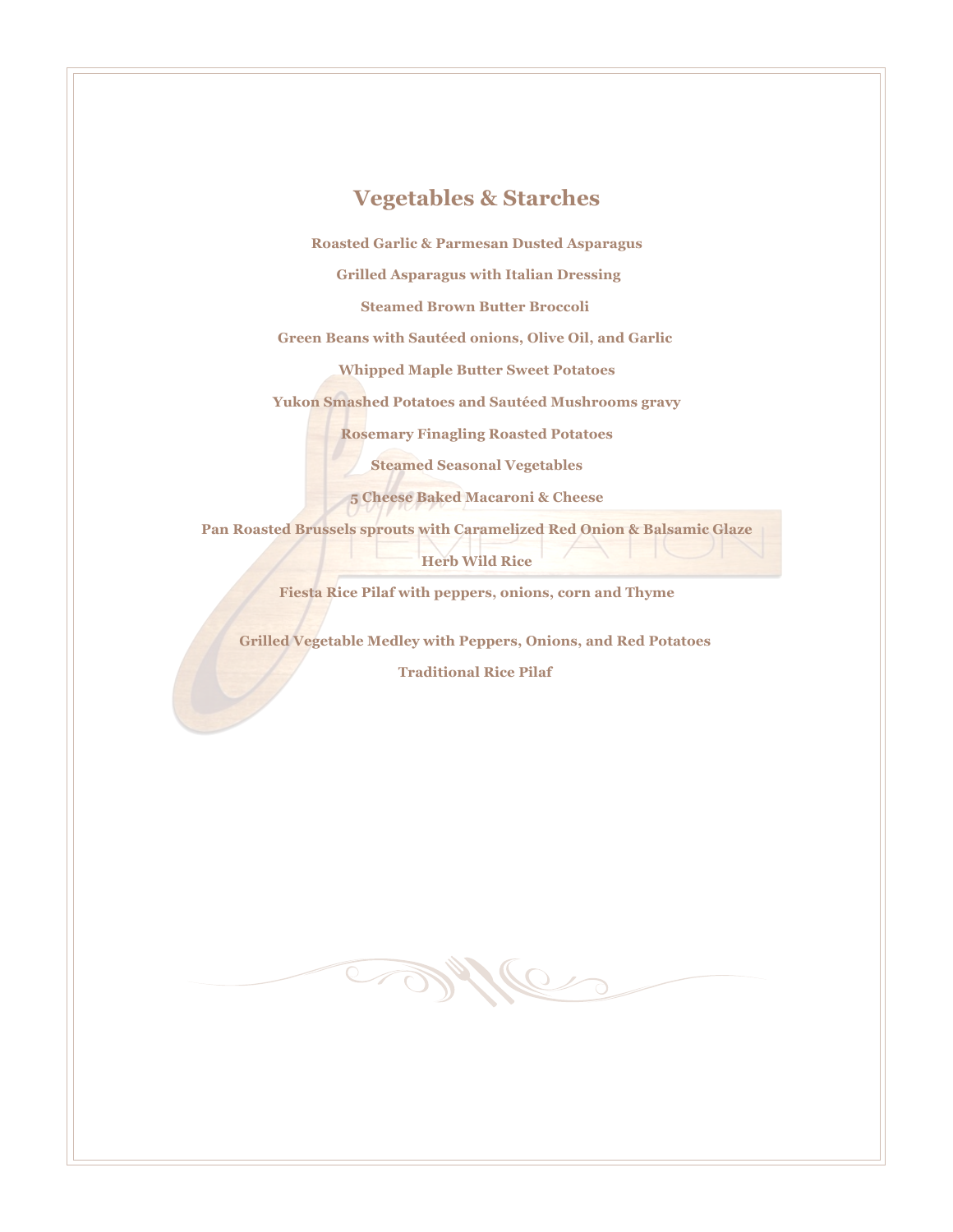## Vegetables & Starches

**Roasted Garlic & Parmesan Dusted Asparagus**

**Grilled Asparagus with Italian Dressing**

**Steamed Brown Butter Broccoli**

**Green Beans with Sautéed onions, Olive Oil, and Garlic**

**Whipped Maple Butter Sweet Potatoes**

**Yukon Smashed Potatoes and Sautéed Mushrooms gravy**

**Rosemary Finagling Roasted Potatoes**

**Steamed Seasonal Vegetables**

**5 Cheese Baked Macaroni & Cheese**

**Pan Roasted Brussels sprouts with Caramelized Red Onion & Balsamic Glaze**

**Herb Wild Rice**

**Fiesta Rice Pilaf with peppers, onions, corn and Thyme**

**Grilled Vegetable Medley with Peppers, Onions, and Red Potatoes**

**Traditional Rice Pilaf**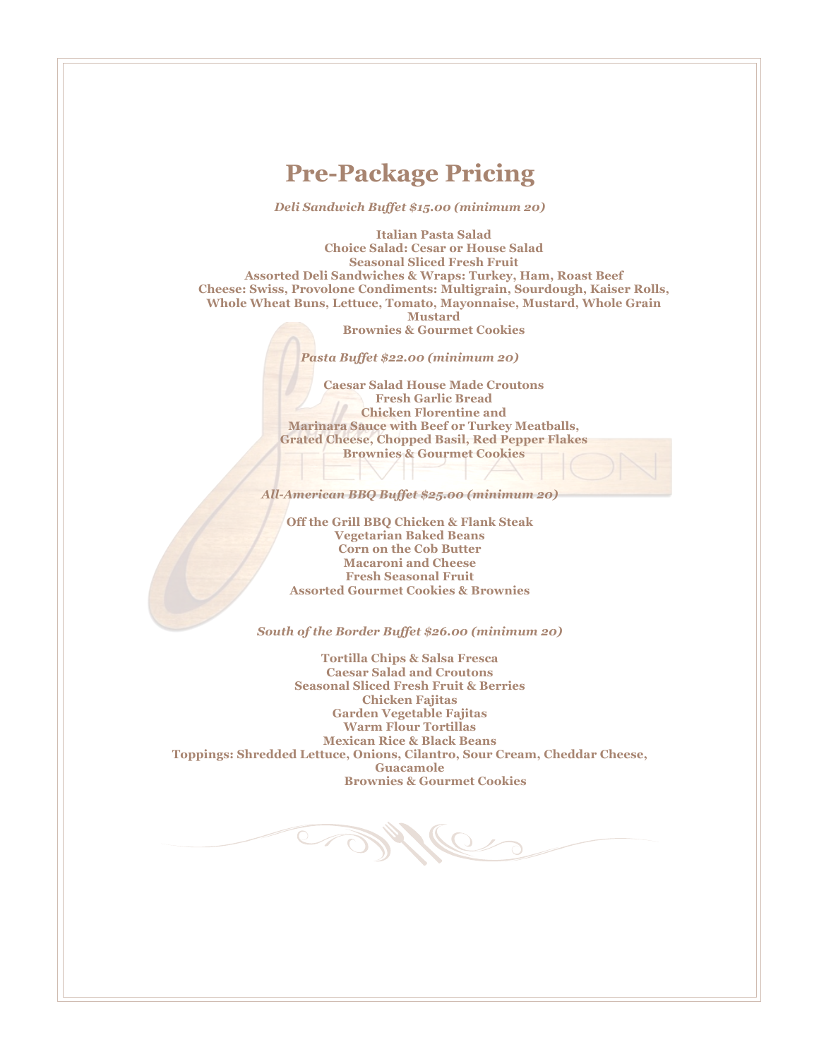# Pre-Package Pricing

*Deli Sandwich Buffet $15.00 (minimum 20)*

**Italian Pasta Salad**
**Choice Salad: Cesar or House Salad**
**Seasonal Sliced Fresh Fruit**
**Assorted Deli Sandwiches & Wraps: Turkey, Ham, Roast Beef**
**Cheese: Swiss, Provolone Condiments: Multigrain, Sourdough, Kaiser Rolls, Whole Wheat Buns, Lettuce, Tomato, Mayonnaise, Mustard, Whole Grain Mustard**
**Brownies & Gourmet Cookies**

*Pasta Buffet $22.00 (minimum 20)*

**Caesar Salad House Made Croutons**
**Fresh Garlic Bread**
**Chicken Florentine and**
**Marinara Sauce with Beef or Turkey Meatballs,**
**Grated Cheese, Chopped Basil, Red Pepper Flakes**
**Brownies & Gourmet Cookies**

*All-American BBQ Buffet $25.00 (minimum 20)*

**Off the Grill BBQ Chicken & Flank Steak**
**Vegetarian Baked Beans**
**Corn on the Cob Butter**
**Macaroni and Cheese**
**Fresh Seasonal Fruit**
**Assorted Gourmet Cookies & Brownies**

*South of the Border Buffet $26.00 (minimum 20)*

**Tortilla Chips & Salsa Fresca**
**Caesar Salad and Croutons**
**Seasonal Sliced Fresh Fruit & Berries**
**Chicken Fajitas**
**Garden Vegetable Fajitas**
**Warm Flour Tortillas**
**Mexican Rice & Black Beans**
**Toppings: Shredded Lettuce, Onions, Cilantro, Sour Cream, Cheddar Cheese, Guacamole**
**Brownies & Gourmet Cookies**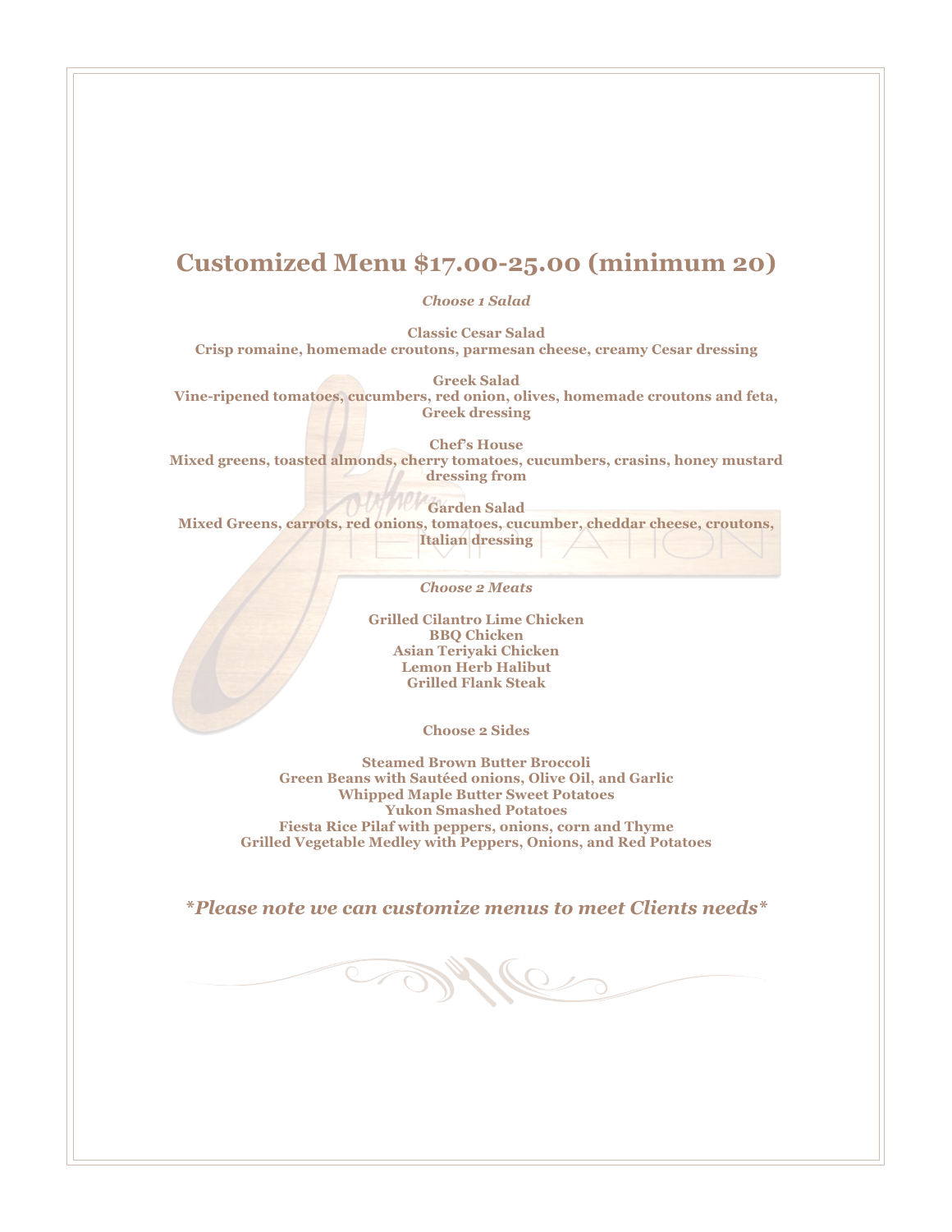# Customized Menu $17.00-25.00 (minimum 20)

***Choose 1 Salad***

**Classic Cesar Salad**
**Crisp romaine, homemade croutons, parmesan cheese, creamy Cesar dressing**

**Greek Salad**
**Vine-ripened tomatoes, cucumbers, red onion, olives, homemade croutons and feta, Greek dressing**

**Chef's House**
**Mixed greens, toasted almonds, cherry tomatoes, cucumbers, crasins, honey mustard dressing from**

**Garden Salad**
**Mixed Greens, carrots, red onions, tomatoes, cucumber, cheddar cheese, croutons, Italian dressing**

***Choose 2 Meats***

**Grilled Cilantro Lime Chicken**
**BBQ Chicken**
**Asian Teriyaki Chicken**
**Lemon Herb Halibut**
**Grilled Flank Steak**

**Choose 2 Sides**

**Steamed Brown Butter Broccoli**
**Green Beans with Sautéed onions, Olive Oil, and Garlic**
**Whipped Maple Butter Sweet Potatoes**
**Yukon Smashed Potatoes**
**Fiesta Rice Pilaf with peppers, onions, corn and Thyme**
**Grilled Vegetable Medley with Peppers, Onions, and Red Potatoes**

***\*Please note we can customize menus to meet Clients needs\****